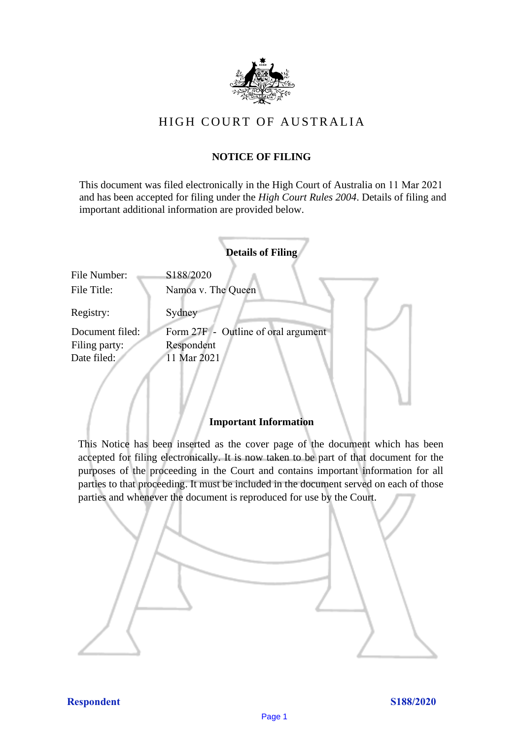# HIGH COURT OF AUSTRALIA

## NOTICE OF FILING

This document was filed electronically in the High Court of Australia on 11 Mar 2021 and has been accepted for filing under the *High Court Rules 2004*. Details of filing and important additional information are provided below.

### Details of Filing

| | |
|---|---|
| File Number: | S188/2020 |
| File Title: | Namoa v. The Queen |
| Registry: | Sydney |
| Document filed: | Form 27F - Outline of oral argument |
| Filing party: | Respondent |
| Date filed: | 11 Mar 2021 |

### Important Information

This Notice has been inserted as the cover page of the document which has been accepted for filing electronically. It is now taken to be part of that document for the purposes of the proceeding in the Court and contains important information for all parties to that proceeding. It must be included in the document served on each of those parties and whenever the document is reproduced for use by the Court.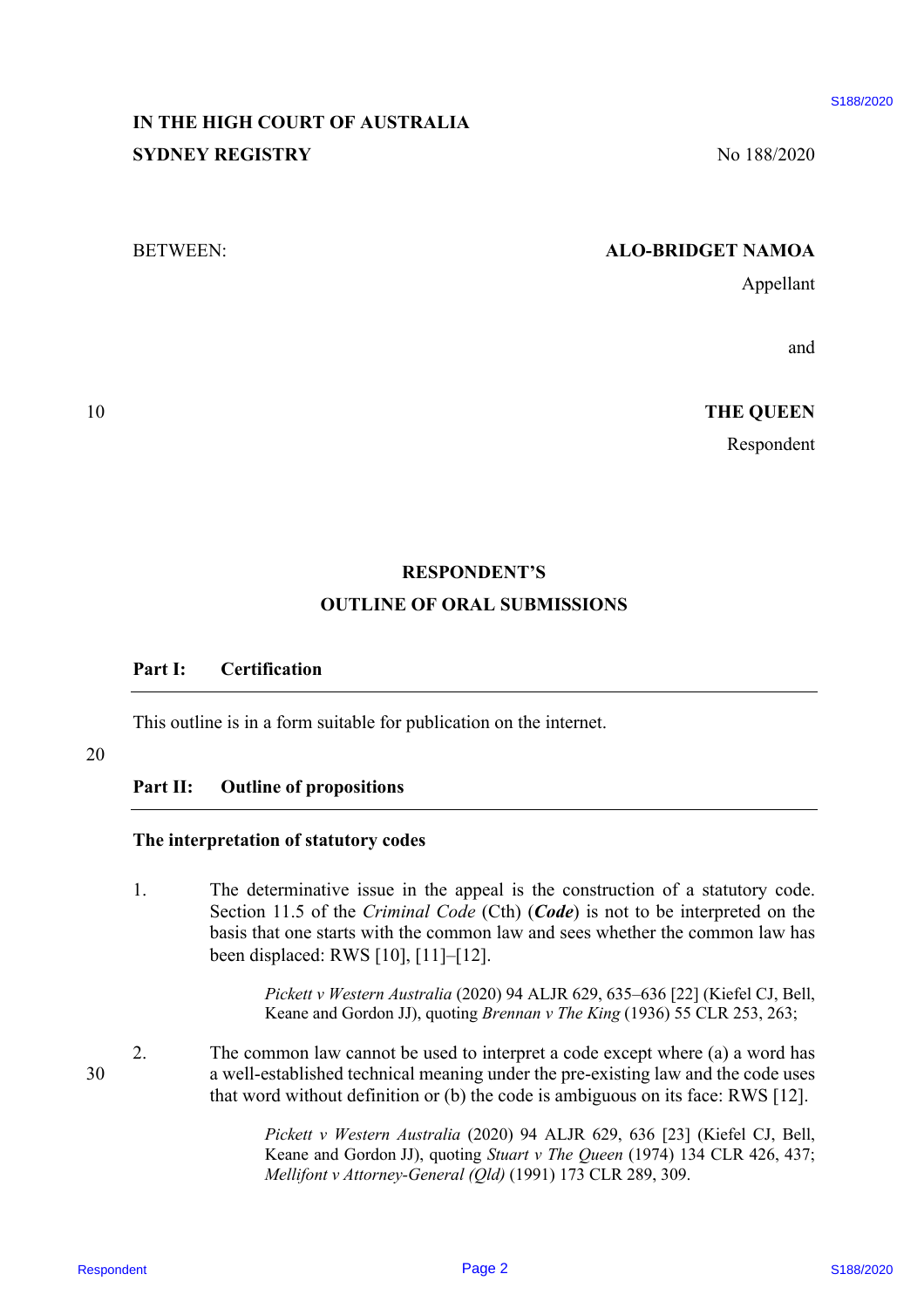**IN THE HIGH COURT OF AUSTRALIA**
**SYDNEY REGISTRY**

No 188/2020

BETWEEN:

**ALO-BRIDGET NAMOA**
Appellant

and

**THE QUEEN**
Respondent

**RESPONDENT'S**
**OUTLINE OF ORAL SUBMISSIONS**

**Part I: Certification**

This outline is in a form suitable for publication on the internet.

**Part II: Outline of propositions**

**The interpretation of statutory codes**

1. The determinative issue in the appeal is the construction of a statutory code. Section 11.5 of the *Criminal Code* (Cth) (***Code***) is not to be interpreted on the basis that one starts with the common law and sees whether the common law has been displaced: RWS [10], [11]–[12].

   *Pickett v Western Australia* (2020) 94 ALJR 629, 635–636 [22] (Kiefel CJ, Bell, Keane and Gordon JJ), quoting *Brennan v The King* (1936) 55 CLR 253, 263;

2. The common law cannot be used to interpret a code except where (a) a word has a well-established technical meaning under the pre-existing law and the code uses that word without definition or (b) the code is ambiguous on its face: RWS [12].

   *Pickett v Western Australia* (2020) 94 ALJR 629, 636 [23] (Kiefel CJ, Bell, Keane and Gordon JJ), quoting *Stuart v The Queen* (1974) 134 CLR 426, 437; *Mellifont v Attorney-General (Qld)* (1991) 173 CLR 289, 309.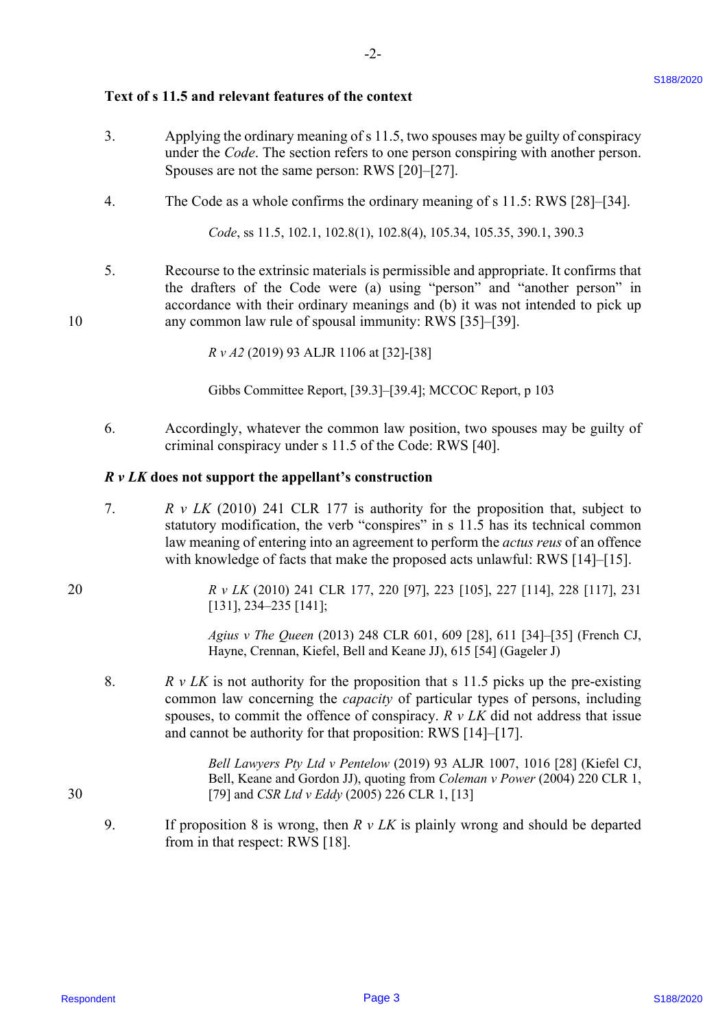### Text of s 11.5 and relevant features of the context

3. Applying the ordinary meaning of s 11.5, two spouses may be guilty of conspiracy under the *Code*. The section refers to one person conspiring with another person. Spouses are not the same person: RWS [20]–[27].

4. The Code as a whole confirms the ordinary meaning of s 11.5: RWS [28]–[34].

   *Code*, ss 11.5, 102.1, 102.8(1), 102.8(4), 105.34, 105.35, 390.1, 390.3

5. Recourse to the extrinsic materials is permissible and appropriate. It confirms that the drafters of the Code were (a) using "person" and "another person" in accordance with their ordinary meanings and (b) it was not intended to pick up any common law rule of spousal immunity: RWS [35]–[39].

   *R v A2* (2019) 93 ALJR 1106 at [32]-[38]

   Gibbs Committee Report, [39.3]–[39.4]; MCCOC Report, p 103

6. Accordingly, whatever the common law position, two spouses may be guilty of criminal conspiracy under s 11.5 of the Code: RWS [40].

### *R v LK* does not support the appellant's construction

7. *R v LK* (2010) 241 CLR 177 is authority for the proposition that, subject to statutory modification, the verb "conspires" in s 11.5 has its technical common law meaning of entering into an agreement to perform the *actus reus* of an offence with knowledge of facts that make the proposed acts unlawful: RWS [14]–[15].

   *R v LK* (2010) 241 CLR 177, 220 [97], 223 [105], 227 [114], 228 [117], 231 [131], 234–235 [141];

   *Agius v The Queen* (2013) 248 CLR 601, 609 [28], 611 [34]–[35] (French CJ, Hayne, Crennan, Kiefel, Bell and Keane JJ), 615 [54] (Gageler J)

8. *R v LK* is not authority for the proposition that s 11.5 picks up the pre-existing common law concerning the *capacity* of particular types of persons, including spouses, to commit the offence of conspiracy. *R v LK* did not address that issue and cannot be authority for that proposition: RWS [14]–[17].

   *Bell Lawyers Pty Ltd v Pentelow* (2019) 93 ALJR 1007, 1016 [28] (Kiefel CJ, Bell, Keane and Gordon JJ), quoting from *Coleman v Power* (2004) 220 CLR 1, [79] and *CSR Ltd v Eddy* (2005) 226 CLR 1, [13]

9. If proposition 8 is wrong, then *R v LK* is plainly wrong and should be departed from in that respect: RWS [18].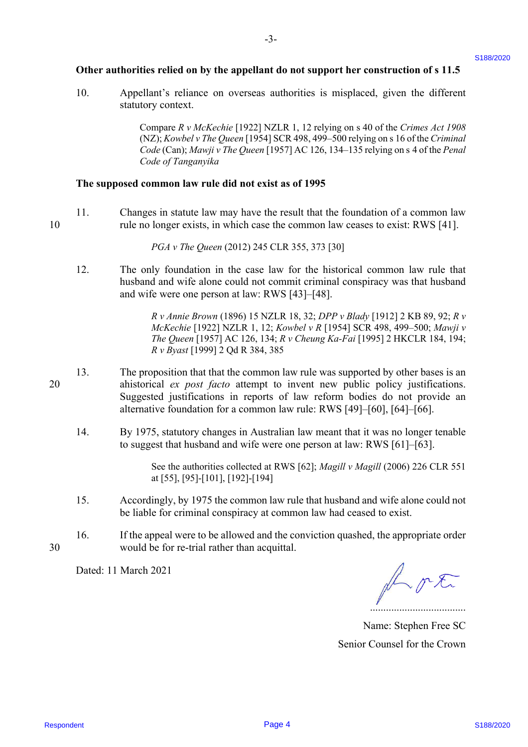**Other authorities relied on by the appellant do not support her construction of s 11.5**

10. Appellant's reliance on overseas authorities is misplaced, given the different statutory context.

> Compare *R v McKechie* [1922] NZLR 1, 12 relying on s 40 of the *Crimes Act 1908* (NZ); *Kowbel v The Queen* [1954] SCR 498, 499–500 relying on s 16 of the *Criminal Code* (Can); *Mawji v The Queen* [1957] AC 126, 134–135 relying on s 4 of the *Penal Code of Tanganyika*

**The supposed common law rule did not exist as of 1995**

11. Changes in statute law may have the result that the foundation of a common law rule no longer exists, in which case the common law ceases to exist: RWS [41].

> *PGA v The Queen* (2012) 245 CLR 355, 373 [30]

12. The only foundation in the case law for the historical common law rule that husband and wife alone could not commit criminal conspiracy was that husband and wife were one person at law: RWS [43]–[48].

> *R v Annie Brown* (1896) 15 NZLR 18, 32; *DPP v Blady* [1912] 2 KB 89, 92; *R v McKechie* [1922] NZLR 1, 12; *Kowbel v R* [1954] SCR 498, 499–500; *Mawji v The Queen* [1957] AC 126, 134; *R v Cheung Ka-Fai* [1995] 2 HKCLR 184, 194; *R v Byast* [1999] 2 Qd R 384, 385

13. The proposition that that the common law rule was supported by other bases is an ahistorical *ex post facto* attempt to invent new public policy justifications. Suggested justifications in reports of law reform bodies do not provide an alternative foundation for a common law rule: RWS [49]–[60], [64]–[66].

14. By 1975, statutory changes in Australian law meant that it was no longer tenable to suggest that husband and wife were one person at law: RWS [61]–[63].

> See the authorities collected at RWS [62]; *Magill v Magill* (2006) 226 CLR 551 at [55], [95]-[101], [192]-[194]

15. Accordingly, by 1975 the common law rule that husband and wife alone could not be liable for criminal conspiracy at common law had ceased to exist.

16. If the appeal were to be allowed and the conviction quashed, the appropriate order would be for re-trial rather than acquittal.

Dated: 11 March 2021

....................................

Name: Stephen Free SC

Senior Counsel for the Crown